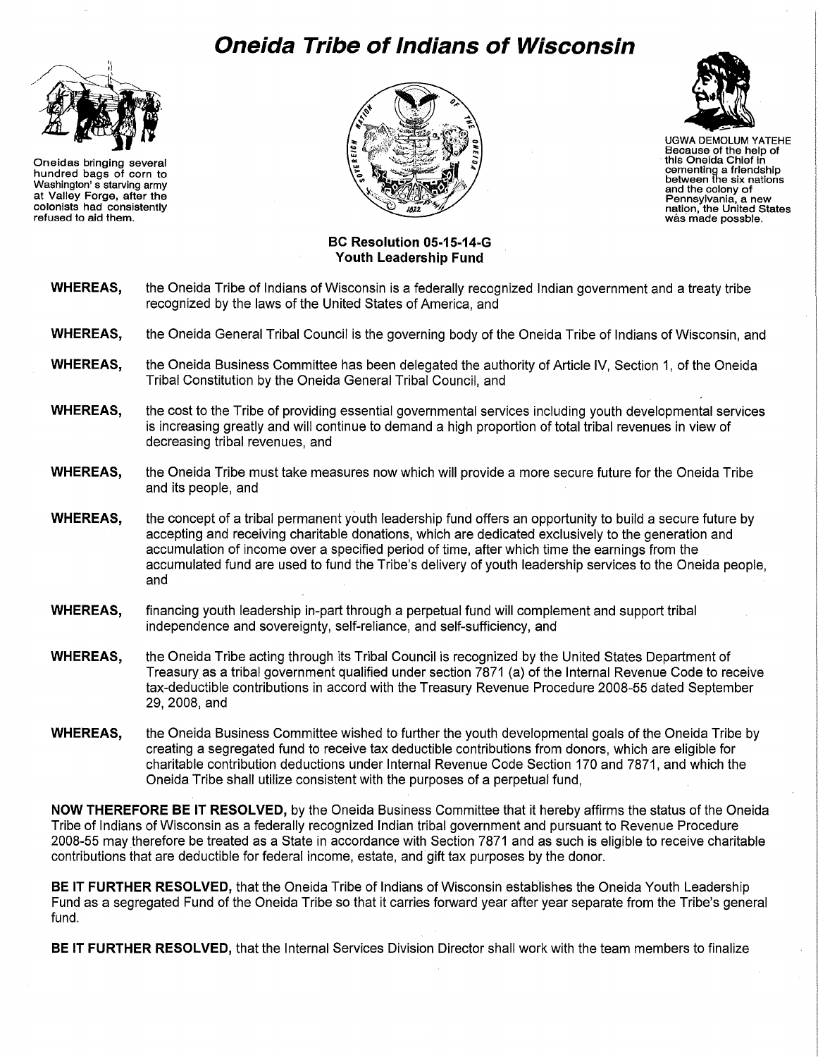# Oneida Tribe of Indians of Wisconsin

Oneidas bringing several hundred bags of corn to Washington's starving army at Valley Forge, after the colonists had consistently refused to aid them.

UGWA DEMOLUM YATEHE
Because of the help of this Oneida Chief in cementing a friendship between the six nations and the colony of Pennsylvania, a new nation, the United States was made possble.

**BC Resolution 05-15-14-G**
**Youth Leadership Fund**

**WHEREAS,** the Oneida Tribe of Indians of Wisconsin is a federally recognized Indian government and a treaty tribe recognized by the laws of the United States of America, and

**WHEREAS,** the Oneida General Tribal Council is the governing body of the Oneida Tribe of Indians of Wisconsin, and

**WHEREAS,** the Oneida Business Committee has been delegated the authority of Article IV, Section 1, of the Oneida Tribal Constitution by the Oneida General Tribal Council, and

**WHEREAS,** the cost to the Tribe of providing essential governmental services including youth developmental services is increasing greatly and will continue to demand a high proportion of total tribal revenues in view of decreasing tribal revenues, and

**WHEREAS,** the Oneida Tribe must take measures now which will provide a more secure future for the Oneida Tribe and its people, and

**WHEREAS,** the concept of a tribal permanent youth leadership fund offers an opportunity to build a secure future by accepting and receiving charitable donations, which are dedicated exclusively to the generation and accumulation of income over a specified period of time, after which time the earnings from the accumulated fund are used to fund the Tribe's delivery of youth leadership services to the Oneida people, and

**WHEREAS,** financing youth leadership in-part through a perpetual fund will complement and support tribal independence and sovereignty, self-reliance, and self-sufficiency, and

**WHEREAS,** the Oneida Tribe acting through its Tribal Council is recognized by the United States Department of Treasury as a tribal government qualified under section 7871 (a) of the Internal Revenue Code to receive tax-deductible contributions in accord with the Treasury Revenue Procedure 2008-55 dated September 29, 2008, and

**WHEREAS,** the Oneida Business Committee wished to further the youth developmental goals of the Oneida Tribe by creating a segregated fund to receive tax deductible contributions from donors, which are eligible for charitable contribution deductions under Internal Revenue Code Section 170 and 7871, and which the Oneida Tribe shall utilize consistent with the purposes of a perpetual fund,

**NOW THEREFORE BE IT RESOLVED,** by the Oneida Business Committee that it hereby affirms the status of the Oneida Tribe of Indians of Wisconsin as a federally recognized Indian tribal government and pursuant to Revenue Procedure 2008-55 may therefore be treated as a State in accordance with Section 7871 and as such is eligible to receive charitable contributions that are deductible for federal income, estate, and gift tax purposes by the donor.

**BE IT FURTHER RESOLVED,** that the Oneida Tribe of Indians of Wisconsin establishes the Oneida Youth Leadership Fund as a segregated Fund of the Oneida Tribe so that it carries forward year after year separate from the Tribe's general fund.

**BE IT FURTHER RESOLVED,** that the Internal Services Division Director shall work with the team members to finalize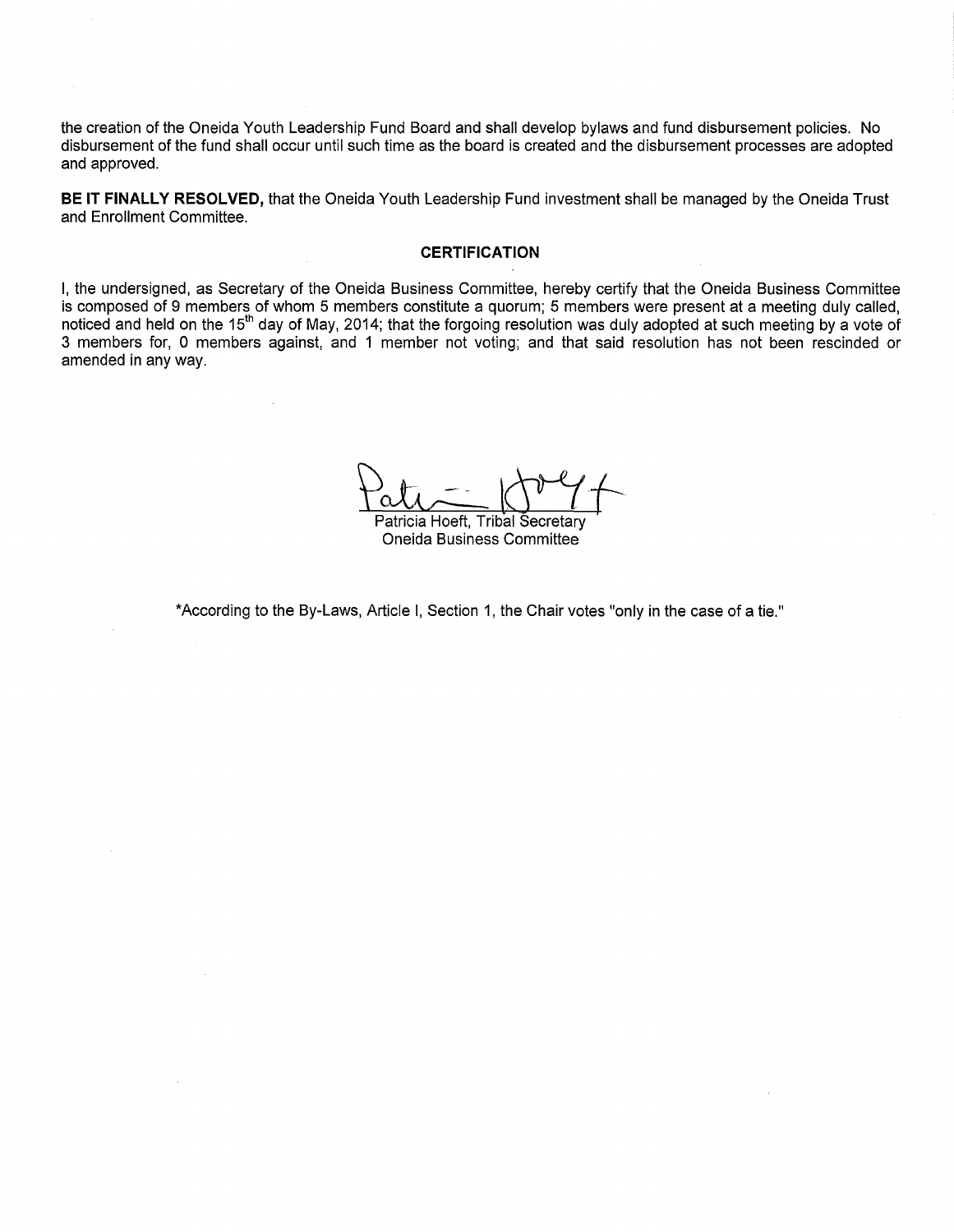the creation of the Oneida Youth Leadership Fund Board and shall develop bylaws and fund disbursement policies. No disbursement of the fund shall occur until such time as the board is created and the disbursement processes are adopted and approved.

**BE IT FINALLY RESOLVED,** that the Oneida Youth Leadership Fund investment shall be managed by the Oneida Trust and Enrollment Committee.

## CERTIFICATION

I, the undersigned, as Secretary of the Oneida Business Committee, hereby certify that the Oneida Business Committee is composed of 9 members of whom 5 members constitute a quorum; 5 members were present at a meeting duly called, noticed and held on the 15th day of May, 2014; that the forgoing resolution was duly adopted at such meeting by a vote of 3 members for, 0 members against, and 1 member not voting; and that said resolution has not been rescinded or amended in any way.

Patricia Hoeft, Tribal Secretary
Oneida Business Committee

*According to the By-Laws, Article I, Section 1, the Chair votes "only in the case of a tie."